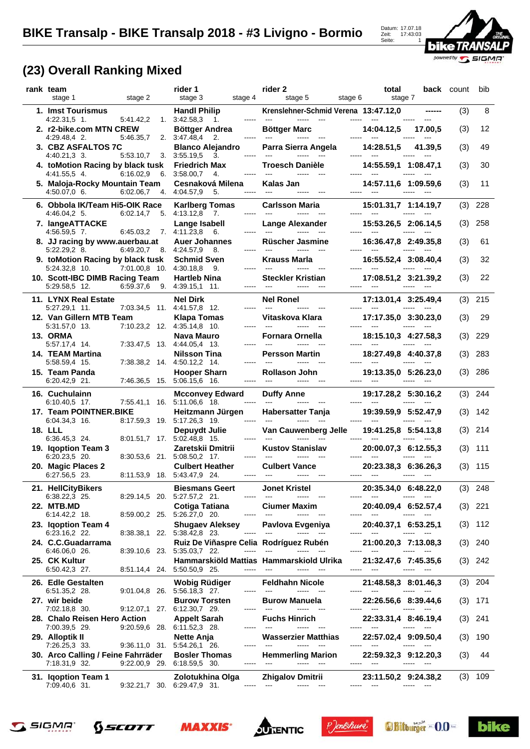# BIKE Transalp - BIKE Transalp 2018 - #3 Livigno - Bormio

Datum: 17.07.18
Zeit: 17:43:03

## (23) Overall Ranking Mixed

| rank | team | rider 1 | rider 2 | total | back | count | bib | stage 1 | stage 2 | stage 3 | stage 4 | stage 5 | stage 6 | stage 7 |
|---|---|---|---|---|---|---|---|---|---|---|---|---|---|---|
| 1. | Imst Tourismus | Handl Philip | Krenslehner-Schmid Verena | 13:47.12,0 | ------ | (3) | 8 | 4:22.31,5 1. | 5:41.42,2 1. | 3:42.58,3 1. | ----- | --- | ----- | --- |
| 2. | r2-bike.com MTN CREW | Böttger Andrea | Böttger Marc | 14:04.12,5 | 17.00,5 | (3) | 12 | 4:29.48,4 2. | 5:46.35,7 2. | 3:47.48,4 2. | ----- | --- | ----- | --- |
| 3. | CBZ ASFALTOS 7C | Blanco Alejandro | Parra Sierra Angela | 14:28.51,5 | 41.39,5 | (3) | 49 | 4:40.21,3 3. | 5:53.10,7 3. | 3:55.19,5 3. | ----- | --- | ----- | --- |
| 4. | toMotion Racing by black tusk | Friedrich Max | Troesch Danièle | 14:55.59,1 | 1:08.47,1 | (3) | 30 | 4:41.55,5 4. | 6:16.02,9 6. | 3:58.00,7 4. | ----- | --- | ----- | --- |
| 5. | Maloja-Rocky Mountain Team | Cesnaková Milena | Kalas Jan | 14:57.11,6 | 1:09.59,6 | (3) | 11 | 4:50.07,0 6. | 6:02.06,7 4. | 4:04.57,9 5. | ----- | --- | ----- | --- |
| 6. | Obbola IK/Team Hi5-OIK Race | Karlberg Tomas | Carlsson Maria | 15:01.31,7 | 1:14.19,7 | (3) | 228 | 4:46.04,2 5. | 6:02.14,7 5. | 4:13.12,8 7. | ----- | --- | ----- | --- |
| 7. | langeATTACKE | Lange Isabell | Lange Alexander | 15:53.26,5 | 2:06.14,5 | (3) | 258 | 4:56.59,5 7. | 6:45.03,2 7. | 4:11.23,8 6. | ----- | --- | ----- | --- |
| 8. | JJ racing by www.auerbau.at | Auer Johannes | Rüscher Jasmine | 16:36.47,8 | 2:49.35,8 | (3) | 61 | 5:22.29,2 8. | 6:49.20,7 8. | 4:24.57,9 8. | ----- | --- | ----- | --- |
| 9. | toMotion Racing by black tusk | Schmid Sven | Krauss Marla | 16:55.52,4 | 3:08.40,4 | (3) | 32 | 5:24.32,8 10. | 7:01.00,8 10. | 4:30.18,8 9. | ----- | --- | ----- | --- |
| 10. | Scott-IBC DIMB Racing Team | Hartleb Nina | Steckler Kristian | 17:08.51,2 | 3:21.39,2 | (3) | 22 | 5:29.58,5 12. | 6:59.37,6 9. | 4:39.15,1 11. | ----- | --- | ----- | --- |
| 11. | LYNX Real Estate | Nel Dirk | Nel Ronel | 17:13.01,4 | 3:25.49,4 | (3) | 215 | 5:27.29,1 11. | 7:03.34,5 11. | 4:41.57,8 12. | ----- | --- | ----- | --- |
| 12. | Van Gillern MTB Team | Klapa Tomas | Vitaskova Klara | 17:17.35,0 | 3:30.23,0 | (3) | 29 | 5:31.57,0 13. | 7:10.23,2 12. | 4:35.14,8 10. | ----- | --- | ----- | --- |
| 13. | ORMA | Nava Mauro | Fornara Ornella | 18:15.10,3 | 4:27.58,3 | (3) | 229 | 5:57.17,4 14. | 7:33.47,5 13. | 4:44.05,4 13. | ----- | --- | ----- | --- |
| 14. | TEAM Martina | Nilsson Tina | Persson Martin | 18:27.49,8 | 4:40.37,8 | (3) | 283 | 5:58.59,4 15. | 7:38.38,2 14. | 4:50.12,2 14. | ----- | --- | ----- | --- |
| 15. | Team Panda | Hooper Sharn | Rollason John | 19:13.35,0 | 5:26.23,0 | (3) | 286 | 6:20.42,9 21. | 7:46.36,5 15. | 5:06.15,6 16. | ----- | --- | ----- | --- |
| 16. | Cuchulainn | Mcconvey Edward | Duffy Anne | 19:17.28,2 | 5:30.16,2 | (3) | 244 | 6:10.40,5 17. | 7:55.41,1 16. | 5:11.06,6 18. | ----- | --- | ----- | --- |
| 17. | Team POINTNER.BIKE | Heitzmann Jürgen | Habersatter Tanja | 19:39.59,9 | 5:52.47,9 | (3) | 142 | 6:04.34,3 16. | 8:17.59,3 19. | 5:17.26,3 19. | ----- | --- | ----- | --- |
| 18. | LLL | Depuydt Julie | Van Cauwenberg Jelle | 19:41.25,8 | 5:54.13,8 | (3) | 214 | 6:36.45,3 24. | 8:01.51,7 17. | 5:02.48,8 15. | ----- | --- | ----- | --- |
| 19. | Iqoption Team 3 | Zaretskii Dmitrii | Kustov Stanislav | 20:00.07,3 | 6:12.55,3 | (3) | 111 | 6:20.23,5 20. | 8:30.53,6 21. | 5:08.50,2 17. | ----- | --- | ----- | --- |
| 20. | Magic Places 2 | Culbert Heather | Culbert Vance | 20:23.38,3 | 6:36.26,3 | (3) | 115 | 6:27.56,5 23. | 8:11.53,9 18. | 5:43.47,9 24. | ----- | --- | ----- | --- |
| 21. | HellCityBikers | Biesmans Geert | Jonet Kristel | 20:35.34,0 | 6:48.22,0 | (3) | 248 | 6:38.22,3 25. | 8:29.14,5 20. | 5:27.57,2 21. | ----- | --- | ----- | --- |
| 22. | MTB.MD | Cotiga Tatiana | Ciumer Maxim | 20:40.09,4 | 6:52.57,4 | (3) | 221 | 6:14.42,2 18. | 8:59.00,2 25. | 5:26.27,0 20. | ----- | --- | ----- | --- |
| 23. | Iqoption Team 4 | Shugaev Aleksey | Pavlova Evgeniya | 20:40.37,1 | 6:53.25,1 | (3) | 112 | 6:23.16,2 22. | 8:38.38,1 22. | 5:38.42,8 23. | ----- | --- | ----- | --- |
| 24. | C.C.Guadarrama | Ruiz De Viñaspre Celia | Rodríguez Rubén | 21:00.20,3 | 7:13.08,3 | (3) | 240 | 6:46.06,0 26. | 8:39.10,6 23. | 5:35.03,7 22. | ----- | --- | ----- | --- |
| 25. | CK Kultur | Hammarskiöld Mattias | Hammarskiold Ulrika | 21:32.47,6 | 7:45.35,6 | (3) | 242 | 6:50.42,3 27. | 8:51.14,4 24. | 5:50.50,9 25. | ----- | --- | ----- | --- |
| 26. | Edle Gestalten | Wobig Rüdiger | Feldhahn Nicole | 21:48.58,3 | 8:01.46,3 | (3) | 204 | 6:51.35,2 28. | 9:01.04,8 26. | 5:56.18,3 27. | ----- | --- | ----- | --- |
| 27. | wir beide | Burow Torsten | Burow Manuela | 22:26.56,6 | 8:39.44,6 | (3) | 171 | 7:02.18,8 30. | 9:12.07,1 27. | 6:12.30,7 29. | ----- | --- | ----- | --- |
| 28. | Chalo Reisen Hero Action | Appelt Sarah | Fuchs Hinrich | 22:33.31,4 | 8:46.19,4 | (3) | 241 | 7:00.39,5 29. | 9:20.59,6 28. | 6:11.52,3 28. | ----- | --- | ----- | --- |
| 29. | Alloptik II | Nette Anja | Wasserzier Matthias | 22:57.02,4 | 9:09.50,4 | (3) | 190 | 7:26.25,3 33. | 9:36.11,0 31. | 5:54.26,1 26. | ----- | --- | ----- | --- |
| 30. | Arco Calling / Feine Fahrräder | Bosler Thomas | Hemmerling Marion | 22:59.32,3 | 9:12.20,3 | (3) | 44 | 7:18.31,9 32. | 9:22.00,9 29. | 6:18.59,5 30. | ----- | --- | ----- | --- |
| 31. | Iqoption Team 1 | Zolotukhina Olga | Zhigalov Dmitrii | 23:11.50,2 | 9:24.38,2 | (3) | 109 | 7:09.40,6 31. | 9:32.21,7 30. | 6:29.47,9 31. | ----- | --- | ----- | --- |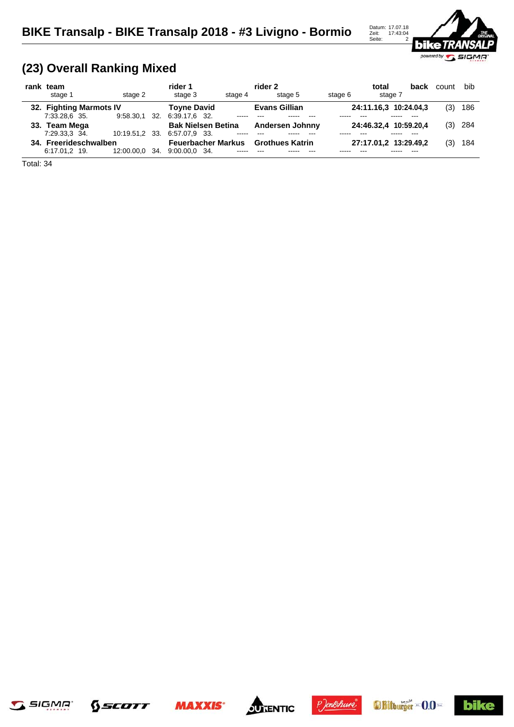# BIKE Transalp - BIKE Transalp 2018 - #3 Livigno - Bormio

## (23) Overall Ranking Mixed

| rank | team | rider 1 | rider 2 | total | back | count | bib |
|---|---|---|---|---|---|---|---|
| | stage 1 / stage 2 | stage 3 / stage 4 | stage 5 / stage 6 | stage 7 | | | |
| 32. | Fighting Marmots IV | Toyne David | Evans Gillian | 24:11.16,3 | 10:24.04,3 | (3) | 186 |
| | 7:33.28,6 35. / 9:58.30,1 32. | 6:39.17,6 32. / ----- --- | ----- --- / ----- --- | ----- --- | | | |
| 33. | Team Mega | Bak Nielsen Betina | Andersen Johnny | 24:46.32,4 | 10:59.20,4 | (3) | 284 |
| | 7:29.33,3 34. / 10:19.51,2 33. | 6:57.07,9 33. / ----- --- | ----- --- / ----- --- | ----- --- | | | |
| 34. | Freerideschwalben | Feuerbacher Markus | Grothues Katrin | 27:17.01,2 | 13:29.49,2 | (3) | 184 |
| | 6:17.01,2 19. / 12:00.00,0 34. | 9:00.00,0 34. / ----- --- | ----- --- / ----- --- | ----- --- | | | |

Total: 34